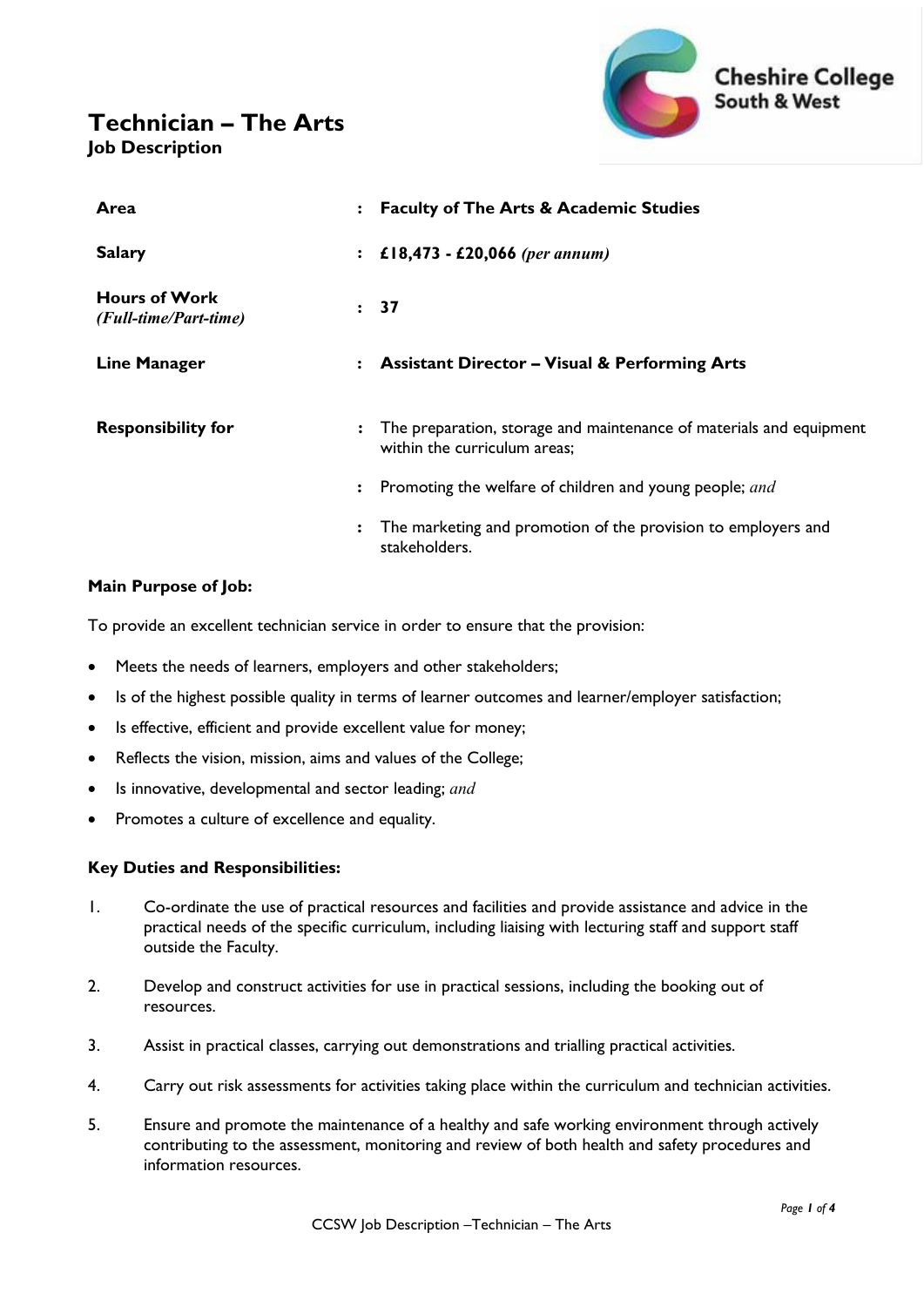Cheshire College South & West

# Technician – The Arts

**Job Description**

| | | |
|---|---|---|
| **Area** | : | **Faculty of The Arts & Academic Studies** |
| **Salary** | : | **£18,473 - £20,066** ***(per annum)*** |
| **Hours of Work** *(Full-time/Part-time)* | : | **37** |
| **Line Manager** | : | **Assistant Director – Visual & Performing Arts** |
| **Responsibility for** | : | The preparation, storage and maintenance of materials and equipment within the curriculum areas; |
| | : | Promoting the welfare of children and young people; *and* |
| | : | The marketing and promotion of the provision to employers and stakeholders. |

**Main Purpose of Job:**

To provide an excellent technician service in order to ensure that the provision:

- Meets the needs of learners, employers and other stakeholders;
- Is of the highest possible quality in terms of learner outcomes and learner/employer satisfaction;
- Is effective, efficient and provide excellent value for money;
- Reflects the vision, mission, aims and values of the College;
- Is innovative, developmental and sector leading; *and*
- Promotes a culture of excellence and equality.

**Key Duties and Responsibilities:**

1. Co-ordinate the use of practical resources and facilities and provide assistance and advice in the practical needs of the specific curriculum, including liaising with lecturing staff and support staff outside the Faculty.
2. Develop and construct activities for use in practical sessions, including the booking out of resources.
3. Assist in practical classes, carrying out demonstrations and trialling practical activities.
4. Carry out risk assessments for activities taking place within the curriculum and technician activities.
5. Ensure and promote the maintenance of a healthy and safe working environment through actively contributing to the assessment, monitoring and review of both health and safety procedures and information resources.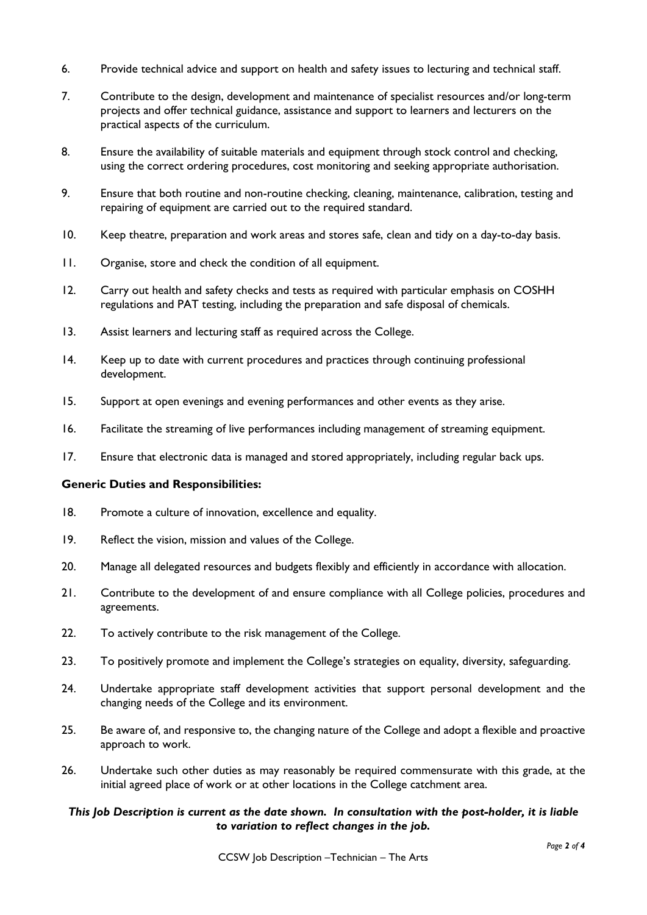6. Provide technical advice and support on health and safety issues to lecturing and technical staff.

7. Contribute to the design, development and maintenance of specialist resources and/or long-term projects and offer technical guidance, assistance and support to learners and lecturers on the practical aspects of the curriculum.

8. Ensure the availability of suitable materials and equipment through stock control and checking, using the correct ordering procedures, cost monitoring and seeking appropriate authorisation.

9. Ensure that both routine and non-routine checking, cleaning, maintenance, calibration, testing and repairing of equipment are carried out to the required standard.

10. Keep theatre, preparation and work areas and stores safe, clean and tidy on a day-to-day basis.

11. Organise, store and check the condition of all equipment.

12. Carry out health and safety checks and tests as required with particular emphasis on COSHH regulations and PAT testing, including the preparation and safe disposal of chemicals.

13. Assist learners and lecturing staff as required across the College.

14. Keep up to date with current procedures and practices through continuing professional development.

15. Support at open evenings and evening performances and other events as they arise.

16. Facilitate the streaming of live performances including management of streaming equipment.

17. Ensure that electronic data is managed and stored appropriately, including regular back ups.

**Generic Duties and Responsibilities:**

18. Promote a culture of innovation, excellence and equality.

19. Reflect the vision, mission and values of the College.

20. Manage all delegated resources and budgets flexibly and efficiently in accordance with allocation.

21. Contribute to the development of and ensure compliance with all College policies, procedures and agreements.

22. To actively contribute to the risk management of the College.

23. To positively promote and implement the College's strategies on equality, diversity, safeguarding.

24. Undertake appropriate staff development activities that support personal development and the changing needs of the College and its environment.

25. Be aware of, and responsive to, the changing nature of the College and adopt a flexible and proactive approach to work.

26. Undertake such other duties as may reasonably be required commensurate with this grade, at the initial agreed place of work or at other locations in the College catchment area.

***This Job Description is current as the date shown. In consultation with the post-holder, it is liable to variation to reflect changes in the job.***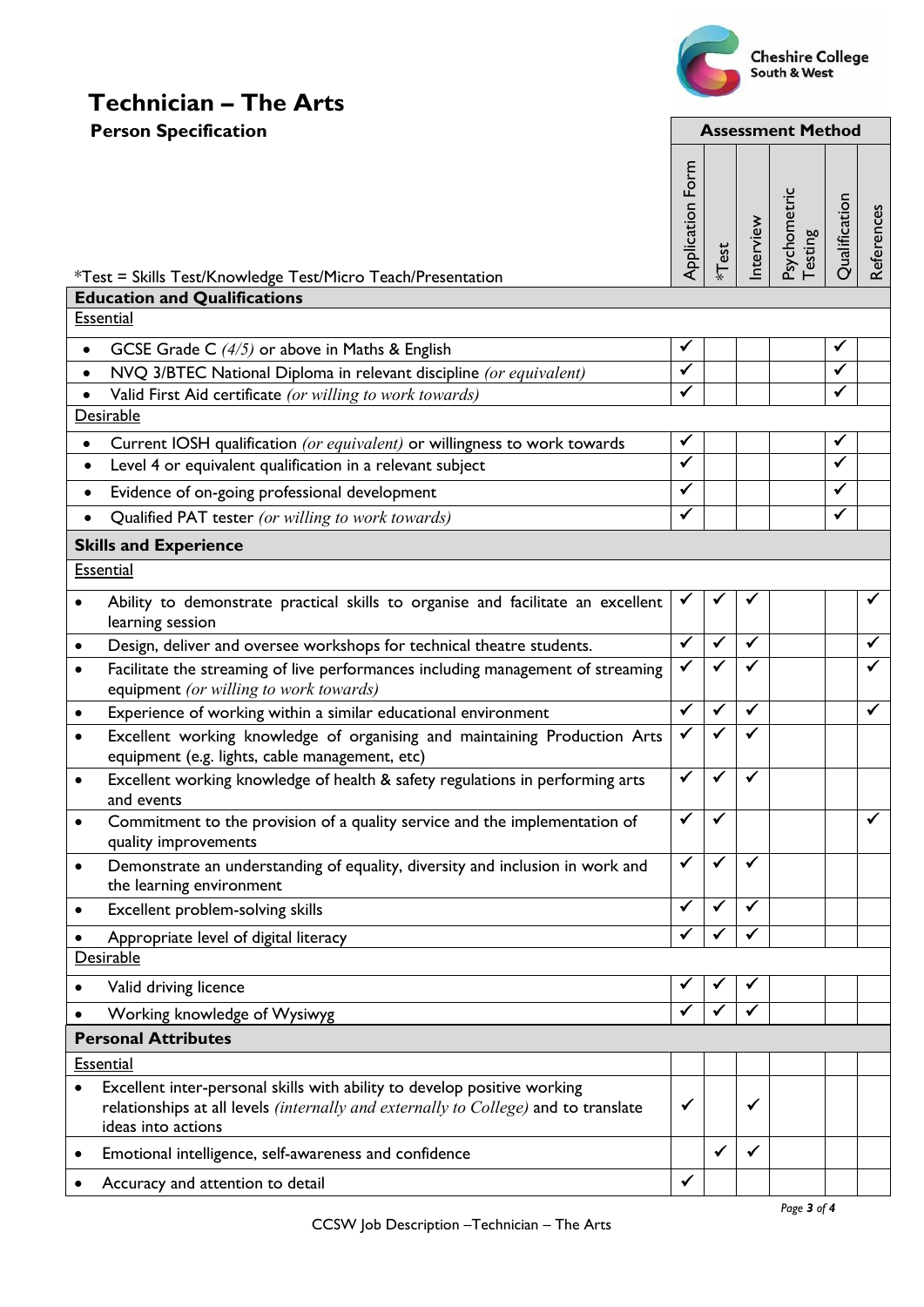# Technician – The Arts

## Person Specification

*Test = Skills Test/Knowledge Test/Micro Teach/Presentation

| | Assessment Method | | | | | |
|---|---|---|---|---|---|---|
| | Application Form | *Test | Interview | Psychometric Testing | Qualification | References |
| **Education and Qualifications** | | | | | | |
| Essential | | | | | | |
| • GCSE Grade C *(4/5)* or above in Maths & English | ✓ | | | | ✓ | |
| • NVQ 3/BTEC National Diploma in relevant discipline *(or equivalent)* | ✓ | | | | ✓ | |
| • Valid First Aid certificate *(or willing to work towards)* | ✓ | | | | ✓ | |
| Desirable | | | | | | |
| • Current IOSH qualification *(or equivalent)* or willingness to work towards | ✓ | | | | ✓ | |
| • Level 4 or equivalent qualification in a relevant subject | ✓ | | | | ✓ | |
| • Evidence of on-going professional development | ✓ | | | | ✓ | |
| • Qualified PAT tester *(or willing to work towards)* | ✓ | | | | ✓ | |
| **Skills and Experience** | | | | | | |
| Essential | | | | | | |
| • Ability to demonstrate practical skills to organise and facilitate an excellent learning session | ✓ | ✓ | ✓ | | | ✓ |
| • Design, deliver and oversee workshops for technical theatre students. | ✓ | ✓ | ✓ | | | ✓ |
| • Facilitate the streaming of live performances including management of streaming equipment *(or willing to work towards)* | ✓ | ✓ | ✓ | | | ✓ |
| • Experience of working within a similar educational environment | ✓ | ✓ | ✓ | | | ✓ |
| • Excellent working knowledge of organising and maintaining Production Arts equipment (e.g. lights, cable management, etc) | ✓ | ✓ | ✓ | | | |
| • Excellent working knowledge of health & safety regulations in performing arts and events | ✓ | ✓ | ✓ | | | |
| • Commitment to the provision of a quality service and the implementation of quality improvements | ✓ | ✓ | | | | ✓ |
| • Demonstrate an understanding of equality, diversity and inclusion in work and the learning environment | ✓ | ✓ | ✓ | | | |
| • Excellent problem-solving skills | ✓ | ✓ | ✓ | | | |
| • Appropriate level of digital literacy | ✓ | ✓ | ✓ | | | |
| Desirable | | | | | | |
| • Valid driving licence | ✓ | ✓ | ✓ | | | |
| • Working knowledge of Wysiwyg | ✓ | ✓ | ✓ | | | |
| **Personal Attributes** | | | | | | |
| Essential | | | | | | |
| • Excellent inter-personal skills with ability to develop positive working relationships at all levels *(internally and externally to College)* and to translate ideas into actions | ✓ | | ✓ | | | |
| • Emotional intelligence, self-awareness and confidence | | ✓ | ✓ | | | |
| • Accuracy and attention to detail | ✓ | | | | | |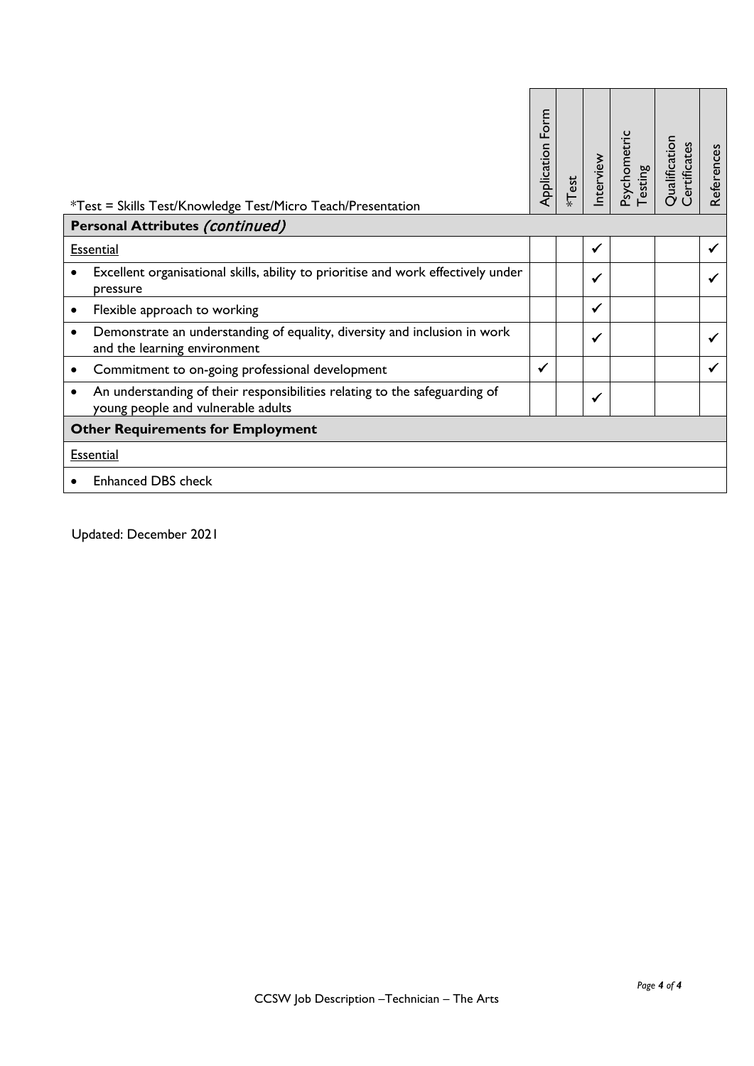| *Test = Skills Test/Knowledge Test/Micro Teach/Presentation | Application Form | *Test | Interview | Psychometric Testing | Qualification Certificates | References |
|---|---|---|---|---|---|---|
| **Personal Attributes *(continued)*** | | | | | | |
| Essential | | | ✓ | | | ✓ |
| • Excellent organisational skills, ability to prioritise and work effectively under pressure | | | ✓ | | | ✓ |
| • Flexible approach to working | | | ✓ | | | |
| • Demonstrate an understanding of equality, diversity and inclusion in work and the learning environment | | | ✓ | | | ✓ |
| • Commitment to on-going professional development | ✓ | | | | | ✓ |
| • An understanding of their responsibilities relating to the safeguarding of young people and vulnerable adults | | | ✓ | | | |
| **Other Requirements for Employment** | | | | | | |
| Essential | | | | | | |
| • Enhanced DBS check | | | | | | |

Updated: December 2021

CCSW Job Description –Technician – The Arts